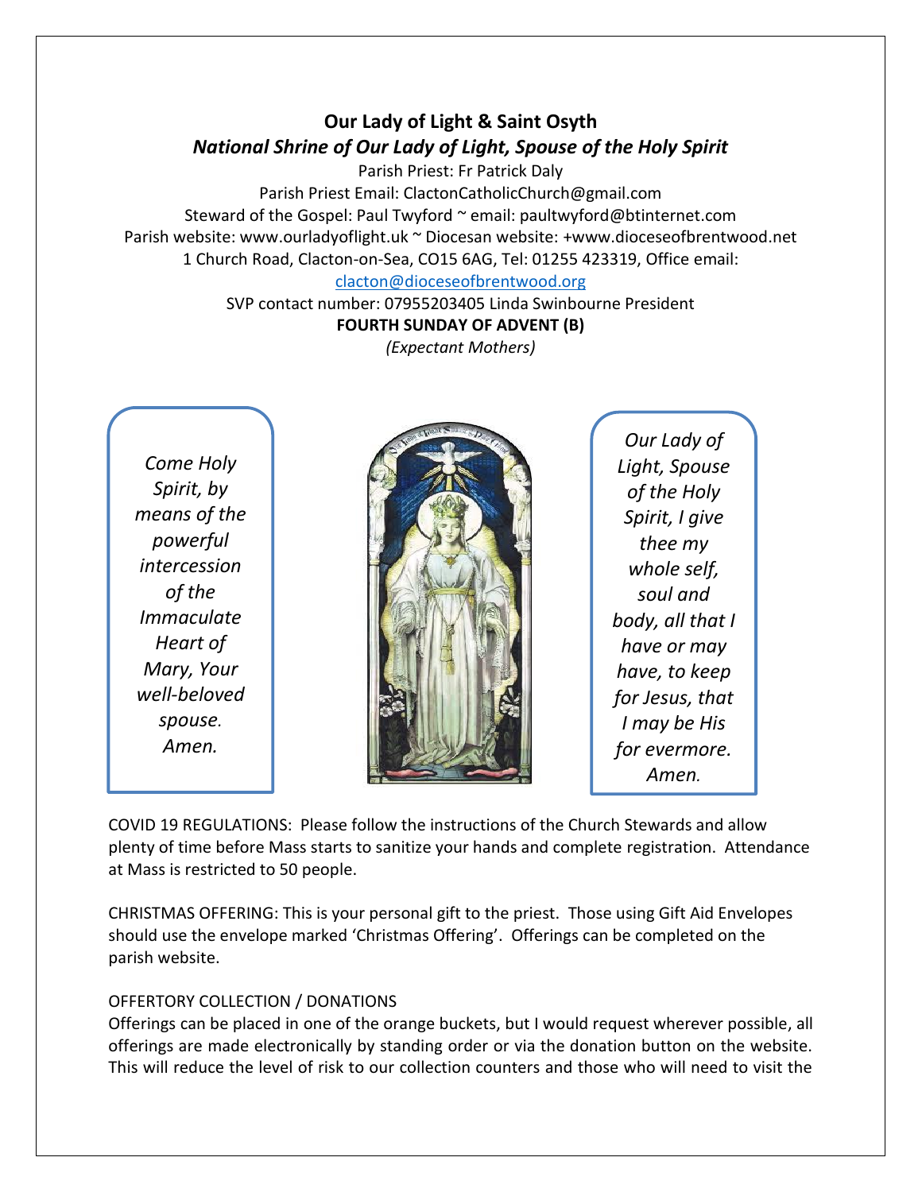# Our Lady of Light & Saint Osyth

## *National Shrine of Our Lady of Light, Spouse of the Holy Spirit*

Parish Priest: Fr Patrick Daly
Parish Priest Email: ClactonCatholicChurch@gmail.com
Steward of the Gospel: Paul Twyford ~ email: paultwyford@btinternet.com
Parish website: www.ourladyoflight.uk ~ Diocesan website: +www.dioceseofbrentwood.net
1 Church Road, Clacton-on-Sea, CO15 6AG, Tel: 01255 423319, Office email: clacton@dioceseofbrentwood.org
SVP contact number: 07955203405 Linda Swinbourne President

**FOURTH SUNDAY OF ADVENT (B)**

*(Expectant Mothers)*

*Come Holy Spirit, by means of the powerful intercession of the Immaculate Heart of Mary, Your well-beloved spouse. Amen.*

*Our Lady of Light, Spouse of the Holy Spirit, I give thee my whole self, soul and body, all that I have or may have, to keep for Jesus, that I may be His for evermore. Amen.*

COVID 19 REGULATIONS: Please follow the instructions of the Church Stewards and allow plenty of time before Mass starts to sanitize your hands and complete registration. Attendance at Mass is restricted to 50 people.

CHRISTMAS OFFERING: This is your personal gift to the priest. Those using Gift Aid Envelopes should use the envelope marked 'Christmas Offering'. Offerings can be completed on the parish website.

OFFERTORY COLLECTION / DONATIONS
Offerings can be placed in one of the orange buckets, but I would request wherever possible, all offerings are made electronically by standing order or via the donation button on the website. This will reduce the level of risk to our collection counters and those who will need to visit the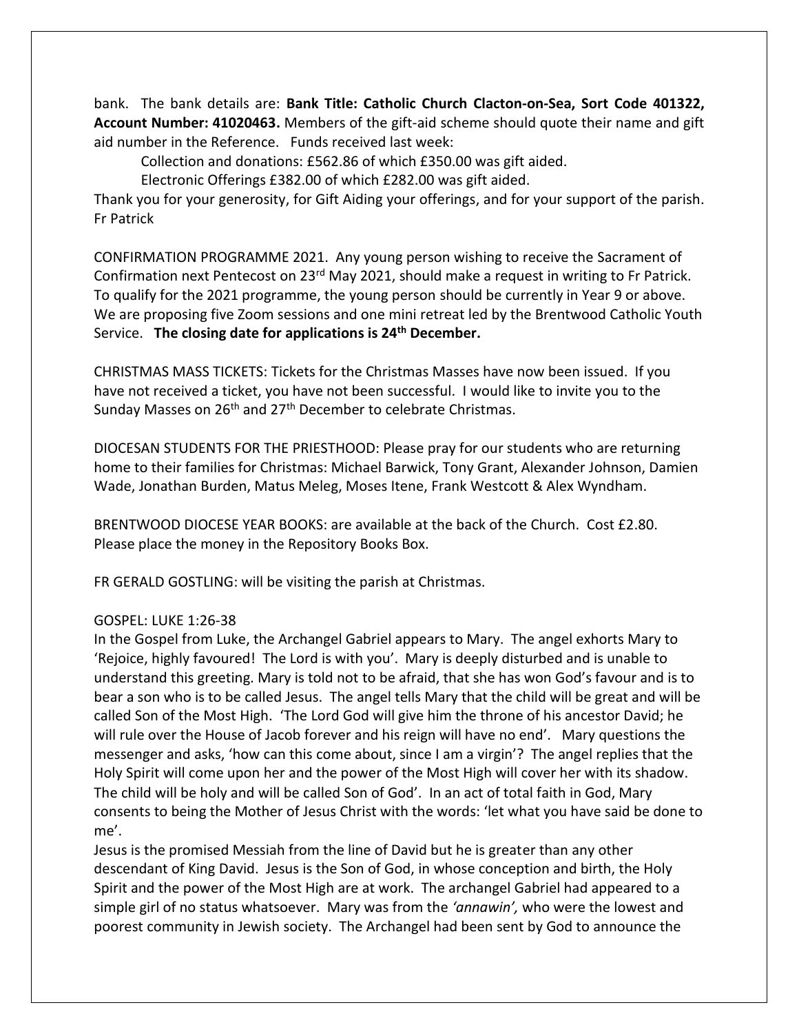bank. The bank details are: **Bank Title: Catholic Church Clacton-on-Sea, Sort Code 401322, Account Number: 41020463.** Members of the gift-aid scheme should quote their name and gift aid number in the Reference. Funds received last week:

Collection and donations: £562.86 of which £350.00 was gift aided.

Electronic Offerings £382.00 of which £282.00 was gift aided.

Thank you for your generosity, for Gift Aiding your offerings, and for your support of the parish. Fr Patrick

CONFIRMATION PROGRAMME 2021. Any young person wishing to receive the Sacrament of Confirmation next Pentecost on 23rd May 2021, should make a request in writing to Fr Patrick. To qualify for the 2021 programme, the young person should be currently in Year 9 or above. We are proposing five Zoom sessions and one mini retreat led by the Brentwood Catholic Youth Service. **The closing date for applications is 24th December.**

CHRISTMAS MASS TICKETS: Tickets for the Christmas Masses have now been issued. If you have not received a ticket, you have not been successful. I would like to invite you to the Sunday Masses on 26th and 27th December to celebrate Christmas.

DIOCESAN STUDENTS FOR THE PRIESTHOOD: Please pray for our students who are returning home to their families for Christmas: Michael Barwick, Tony Grant, Alexander Johnson, Damien Wade, Jonathan Burden, Matus Meleg, Moses Itene, Frank Westcott & Alex Wyndham.

BRENTWOOD DIOCESE YEAR BOOKS: are available at the back of the Church. Cost £2.80. Please place the money in the Repository Books Box.

FR GERALD GOSTLING: will be visiting the parish at Christmas.

GOSPEL: LUKE 1:26-38

In the Gospel from Luke, the Archangel Gabriel appears to Mary. The angel exhorts Mary to 'Rejoice, highly favoured! The Lord is with you'. Mary is deeply disturbed and is unable to understand this greeting. Mary is told not to be afraid, that she has won God's favour and is to bear a son who is to be called Jesus. The angel tells Mary that the child will be great and will be called Son of the Most High. 'The Lord God will give him the throne of his ancestor David; he will rule over the House of Jacob forever and his reign will have no end'. Mary questions the messenger and asks, 'how can this come about, since I am a virgin'? The angel replies that the Holy Spirit will come upon her and the power of the Most High will cover her with its shadow. The child will be holy and will be called Son of God'. In an act of total faith in God, Mary consents to being the Mother of Jesus Christ with the words: 'let what you have said be done to me'.

Jesus is the promised Messiah from the line of David but he is greater than any other descendant of King David. Jesus is the Son of God, in whose conception and birth, the Holy Spirit and the power of the Most High are at work. The archangel Gabriel had appeared to a simple girl of no status whatsoever. Mary was from the *'annawin',* who were the lowest and poorest community in Jewish society. The Archangel had been sent by God to announce the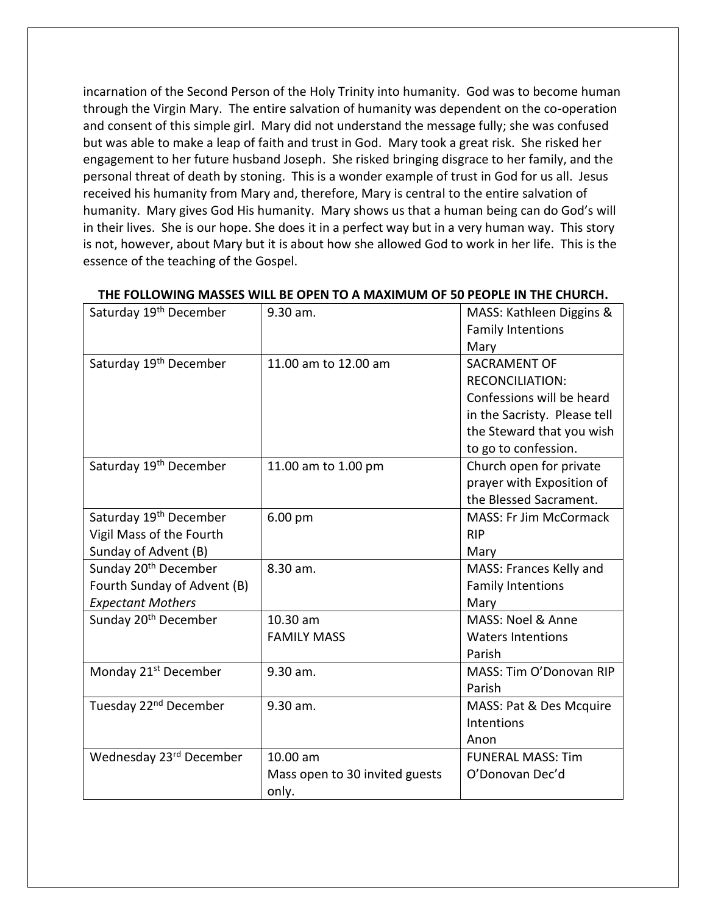incarnation of the Second Person of the Holy Trinity into humanity. God was to become human through the Virgin Mary. The entire salvation of humanity was dependent on the co-operation and consent of this simple girl. Mary did not understand the message fully; she was confused but was able to make a leap of faith and trust in God. Mary took a great risk. She risked her engagement to her future husband Joseph. She risked bringing disgrace to her family, and the personal threat of death by stoning. This is a wonder example of trust in God for us all. Jesus received his humanity from Mary and, therefore, Mary is central to the entire salvation of humanity. Mary gives God His humanity. Mary shows us that a human being can do God's will in their lives. She is our hope. She does it in a perfect way but in a very human way. This story is not, however, about Mary but it is about how she allowed God to work in her life. This is the essence of the teaching of the Gospel.

**THE FOLLOWING MASSES WILL BE OPEN TO A MAXIMUM OF 50 PEOPLE IN THE CHURCH.**

| | | |
|---|---|---|
| Saturday 19th December | 9.30 am. | MASS: Kathleen Diggins & Family Intentions<br>Mary |
| Saturday 19th December | 11.00 am to 12.00 am | SACRAMENT OF RECONCILIATION: Confessions will be heard in the Sacristy. Please tell the Steward that you wish to go to confession. |
| Saturday 19th December | 11.00 am to 1.00 pm | Church open for private prayer with Exposition of the Blessed Sacrament. |
| Saturday 19th December<br>Vigil Mass of the Fourth Sunday of Advent (B) | 6.00 pm | MASS: Fr Jim McCormack RIP<br>Mary |
| Sunday 20th December<br>Fourth Sunday of Advent (B)<br>*Expectant Mothers* | 8.30 am. | MASS: Frances Kelly and Family Intentions<br>Mary |
| Sunday 20th December | 10.30 am<br>FAMILY MASS | MASS: Noel & Anne Waters Intentions<br>Parish |
| Monday 21st December | 9.30 am. | MASS: Tim O'Donovan RIP<br>Parish |
| Tuesday 22nd December | 9.30 am. | MASS: Pat & Des Mcquire Intentions<br>Anon |
| Wednesday 23rd December | 10.00 am<br>Mass open to 30 invited guests only. | FUNERAL MASS: Tim O'Donovan Dec'd |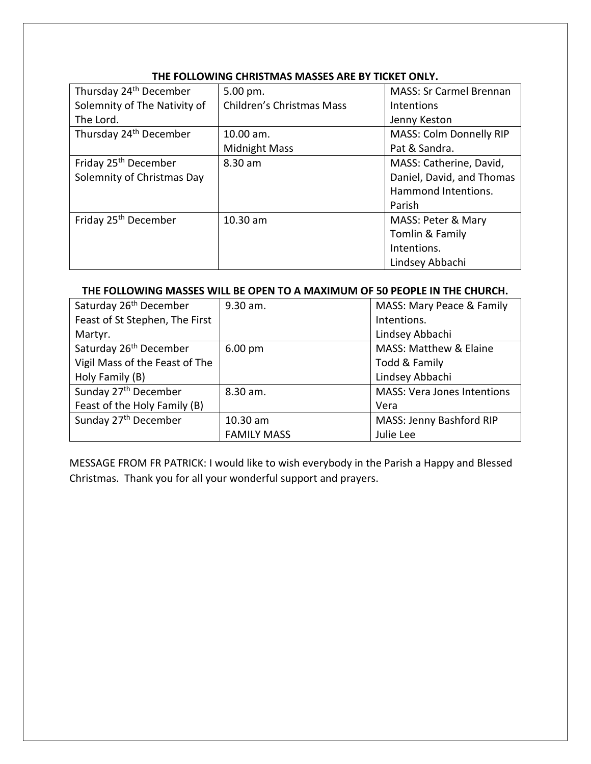**THE FOLLOWING CHRISTMAS MASSES ARE BY TICKET ONLY.**

| | | |
|---|---|---|
| Thursday 24th December Solemnity of The Nativity of The Lord. | 5.00 pm. Children's Christmas Mass | MASS: Sr Carmel Brennan Intentions Jenny Keston |
| Thursday 24th December | 10.00 am. Midnight Mass | MASS: Colm Donnelly RIP Pat & Sandra. |
| Friday 25th December Solemnity of Christmas Day | 8.30 am | MASS: Catherine, David, Daniel, David, and Thomas Hammond Intentions. Parish |
| Friday 25th December | 10.30 am | MASS: Peter & Mary Tomlin & Family Intentions. Lindsey Abbachi |

**THE FOLLOWING MASSES WILL BE OPEN TO A MAXIMUM OF 50 PEOPLE IN THE CHURCH.**

| | | |
|---|---|---|
| Saturday 26th December Feast of St Stephen, The First Martyr. | 9.30 am. | MASS: Mary Peace & Family Intentions. Lindsey Abbachi |
| Saturday 26th December Vigil Mass of the Feast of The Holy Family (B) | 6.00 pm | MASS: Matthew & Elaine Todd & Family Lindsey Abbachi |
| Sunday 27th December Feast of the Holy Family (B) | 8.30 am. | MASS: Vera Jones Intentions Vera |
| Sunday 27th December | 10.30 am FAMILY MASS | MASS: Jenny Bashford RIP Julie Lee |

MESSAGE FROM FR PATRICK: I would like to wish everybody in the Parish a Happy and Blessed Christmas. Thank you for all your wonderful support and prayers.